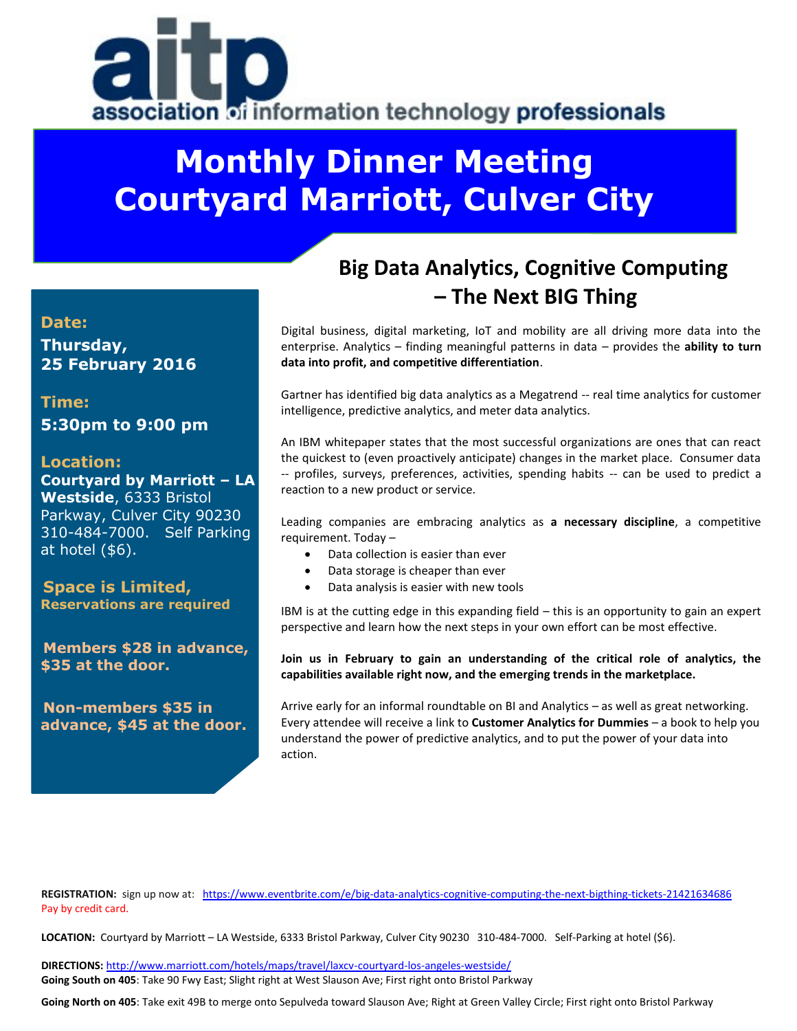# aitp

association of information technology professionals

# Monthly Dinner Meeting
# Courtyard Marriott, Culver City

**Date:**
**Thursday, 25 February 2016**

**Time:**
**5:30pm to 9:00 pm**

**Location:**
**Courtyard by Marriott – LA Westside**, 6333 Bristol Parkway, Culver City 90230 310-484-7000. Self Parking at hotel ($6).

**Space is Limited, Reservations are required**

**Members $28 in advance, $35 at the door.**

**Non-members $35 in advance, $45 at the door.**

## Big Data Analytics, Cognitive Computing – The Next BIG Thing

Digital business, digital marketing, IoT and mobility are all driving more data into the enterprise. Analytics – finding meaningful patterns in data – provides the **ability to turn data into profit, and competitive differentiation**.

Gartner has identified big data analytics as a Megatrend -- real time analytics for customer intelligence, predictive analytics, and meter data analytics.

An IBM whitepaper states that the most successful organizations are ones that can react the quickest to (even proactively anticipate) changes in the market place. Consumer data -- profiles, surveys, preferences, activities, spending habits -- can be used to predict a reaction to a new product or service.

Leading companies are embracing analytics as **a necessary discipline**, a competitive requirement. Today –

- Data collection is easier than ever
- Data storage is cheaper than ever
- Data analysis is easier with new tools

IBM is at the cutting edge in this expanding field – this is an opportunity to gain an expert perspective and learn how the next steps in your own effort can be most effective.

**Join us in February to gain an understanding of the critical role of analytics, the capabilities available right now, and the emerging trends in the marketplace.**

Arrive early for an informal roundtable on BI and Analytics – as well as great networking. Every attendee will receive a link to **Customer Analytics for Dummies** – a book to help you understand the power of predictive analytics, and to put the power of your data into action.

**REGISTRATION:** sign up now at: https://www.eventbrite.com/e/big-data-analytics-cognitive-computing-the-next-bigthing-tickets-21421634686
Pay by credit card.

**LOCATION:** Courtyard by Marriott – LA Westside, 6333 Bristol Parkway, Culver City 90230 310-484-7000. Self-Parking at hotel ($6).

**DIRECTIONS:** http://www.marriott.com/hotels/maps/travel/laxcv-courtyard-los-angeles-westside/
**Going South on 405**: Take 90 Fwy East; Slight right at West Slauson Ave; First right onto Bristol Parkway

**Going North on 405**: Take exit 49B to merge onto Sepulveda toward Slauson Ave; Right at Green Valley Circle; First right onto Bristol Parkway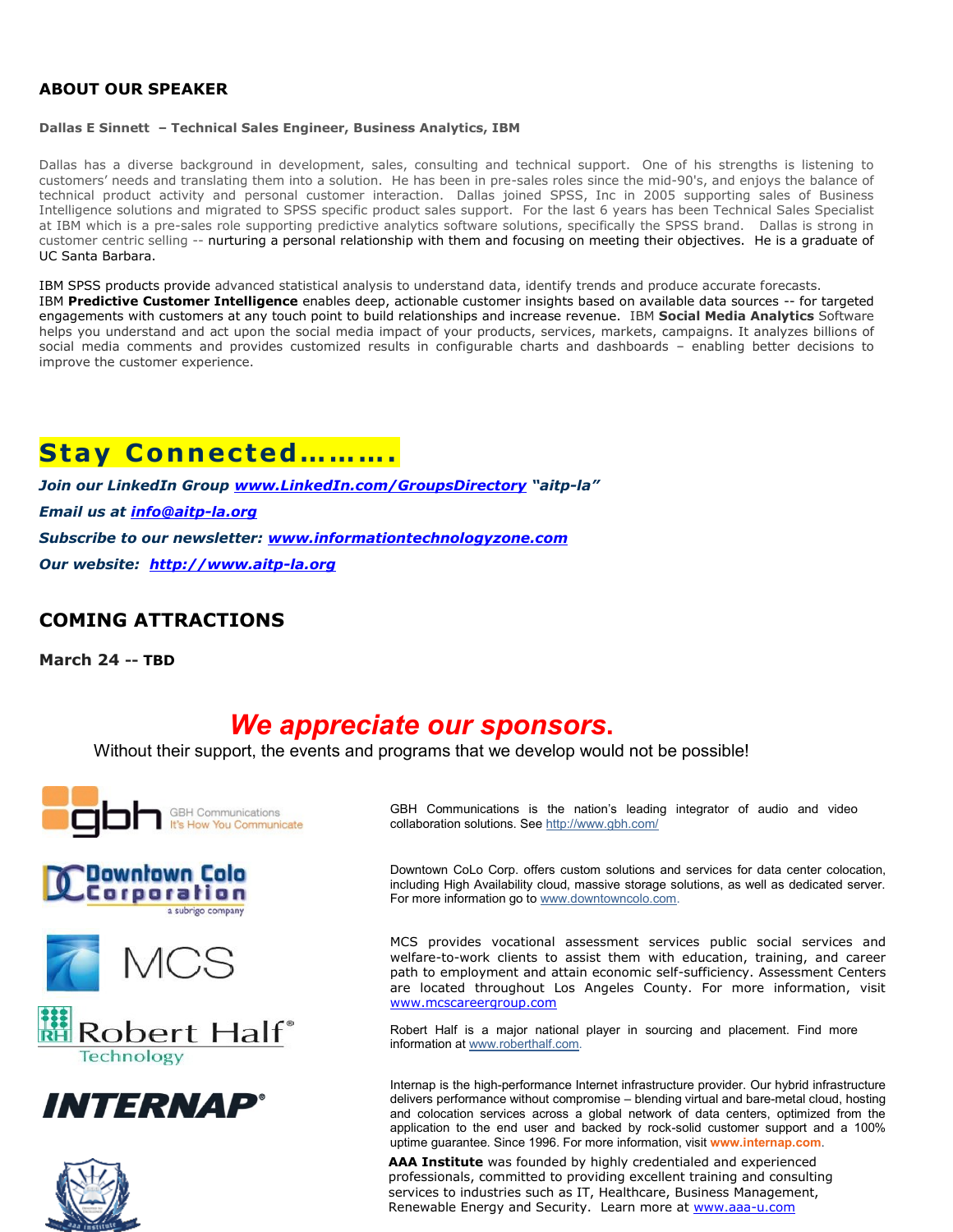## ABOUT OUR SPEAKER

**Dallas E Sinnett – Technical Sales Engineer, Business Analytics, IBM**

Dallas has a diverse background in development, sales, consulting and technical support. One of his strengths is listening to customers' needs and translating them into a solution. He has been in pre-sales roles since the mid-90's, and enjoys the balance of technical product activity and personal customer interaction. Dallas joined SPSS, Inc in 2005 supporting sales of Business Intelligence solutions and migrated to SPSS specific product sales support. For the last 6 years has been Technical Sales Specialist at IBM which is a pre-sales role supporting predictive analytics software solutions, specifically the SPSS brand. Dallas is strong in customer centric selling -- nurturing a personal relationship with them and focusing on meeting their objectives. He is a graduate of UC Santa Barbara.

IBM SPSS products provide advanced statistical analysis to understand data, identify trends and produce accurate forecasts. IBM **Predictive Customer Intelligence** enables deep, actionable customer insights based on available data sources -- for targeted engagements with customers at any touch point to build relationships and increase revenue. IBM **Social Media Analytics** Software helps you understand and act upon the social media impact of your products, services, markets, campaigns. It analyzes billions of social media comments and provides customized results in configurable charts and dashboards – enabling better decisions to improve the customer experience.

## Stay Connected……….

***Join our LinkedIn Group www.LinkedIn.com/GroupsDirectory "aitp-la"***

***Email us at info@aitp-la.org***

***Subscribe to our newsletter: www.informationtechnologyzone.com***

***Our website: http://www.aitp-la.org***

## COMING ATTRACTIONS

**March 24 -- TBD**

## *We appreciate our sponsors.*

Without their support, the events and programs that we develop would not be possible!

GBH Communications — It's How You Communicate

GBH Communications is the nation's leading integrator of audio and video collaboration solutions. See http://www.gbh.com/

Downtown Colo Corporation — a subrigo company

Downtown CoLo Corp. offers custom solutions and services for data center colocation, including High Availability cloud, massive storage solutions, as well as dedicated server. For more information go to www.downtowncolo.com.

MCS

MCS provides vocational assessment services public social services and welfare-to-work clients to assist them with education, training, and career path to employment and attain economic self-sufficiency. Assessment Centers are located throughout Los Angeles County. For more information, visit www.mcscareergroup.com

Robert Half® Technology

Robert Half is a major national player in sourcing and placement. Find more information at www.roberthalf.com.

INTERNAP®

Internap is the high-performance Internet infrastructure provider. Our hybrid infrastructure delivers performance without compromise – blending virtual and bare-metal cloud, hosting and colocation services across a global network of data centers, optimized from the application to the end user and backed by rock-solid customer support and a 100% uptime guarantee. Since 1996. For more information, visit **www.internap.com**.

**AAA Institute** was founded by highly credentialed and experienced professionals, committed to providing excellent training and consulting services to industries such as IT, Healthcare, Business Management, Renewable Energy and Security. Learn more at www.aaa-u.com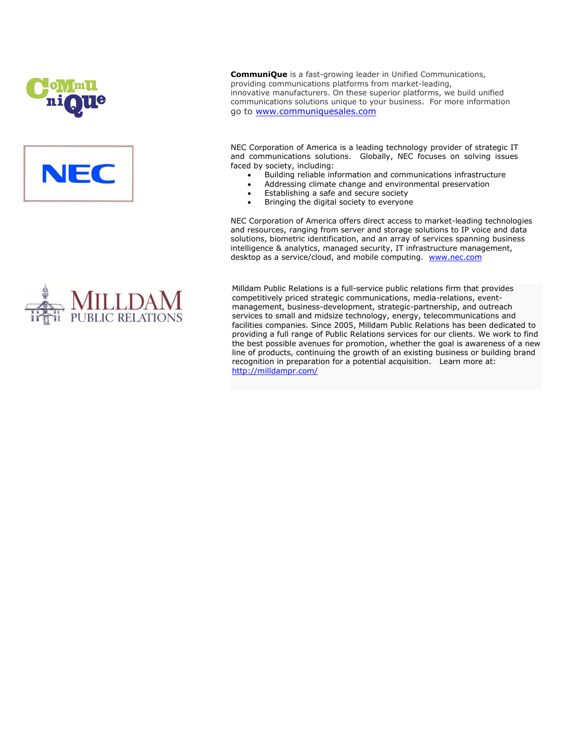**CommuniQue** is a fast-growing leader in Unified Communications, providing communications platforms from market-leading, innovative manufacturers. On these superior platforms, we build unified communications solutions unique to your business. For more information go to www.communiquesales.com

NEC Corporation of America is a leading technology provider of strategic IT and communications solutions. Globally, NEC focuses on solving issues faced by society, including:

- Building reliable information and communications infrastructure
- Addressing climate change and environmental preservation
- Establishing a safe and secure society
- Bringing the digital society to everyone

NEC Corporation of America offers direct access to market-leading technologies and resources, ranging from server and storage solutions to IP voice and data solutions, biometric identification, and an array of services spanning business intelligence & analytics, managed security, IT infrastructure management, desktop as a service/cloud, and mobile computing. www.nec.com

Milldam Public Relations is a full-service public relations firm that provides competitively priced strategic communications, media-relations, event-management, business-development, strategic-partnership, and outreach services to small and midsize technology, energy, telecommunications and facilities companies. Since 2005, Milldam Public Relations has been dedicated to providing a full range of Public Relations services for our clients. We work to find the best possible avenues for promotion, whether the goal is awareness of a new line of products, continuing the growth of an existing business or building brand recognition in preparation for a potential acquisition. Learn more at: http://milldampr.com/